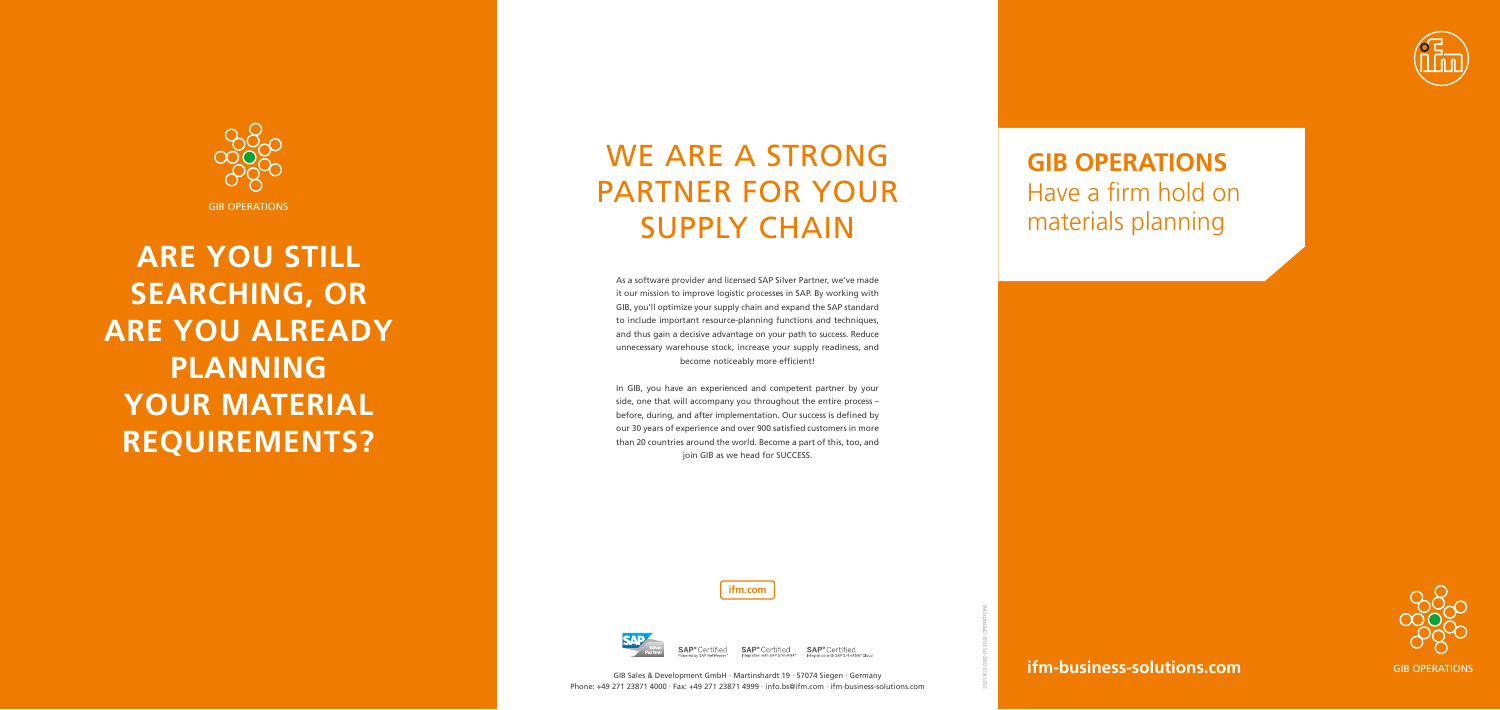GIB OPERATIONS

# ARE YOU STILL SEARCHING, OR ARE YOU ALREADY PLANNING YOUR MATERIAL REQUIREMENTS?

# WE ARE A STRONG PARTNER FOR YOUR SUPPLY CHAIN

As a software provider and licensed SAP Silver Partner, we've made it our mission to improve logistic processes in SAP. By working with GIB, you'll optimize your supply chain and expand the SAP standard to include important resource-planning functions and techniques, and thus gain a decisive advantage on your path to success. Reduce unnecessary warehouse stock, increase your supply readiness, and become noticeably more efficient!

In GIB, you have an experienced and competent partner by your side, one that will accompany you throughout the entire process – before, during, and after implementation. Our success is defined by our 30 years of experience and over 900 satisfied customers in more than 20 countries around the world. Become a part of this, too, and join GIB as we head for SUCCESS.

ifm.com

SAP Silver Partner · SAP® Certified Powered by SAP NetWeaver® · SAP® Certified Integration with SAP S/4HANA® · SAP® Certified Integration with SAP S/4HANA® Cloud

GIB Sales & Development GmbH · Martinshardt 19 · 57074 Siegen · Germany
Phone: +49 271 23871 4000 · Fax: +49 271 23871 4999 · info.bs@ifm.com · ifm-business-solutions.com

# GIB OPERATIONS

## Have a firm hold on materials planning

**ifm-business-solutions.com**

GIB OPERATIONS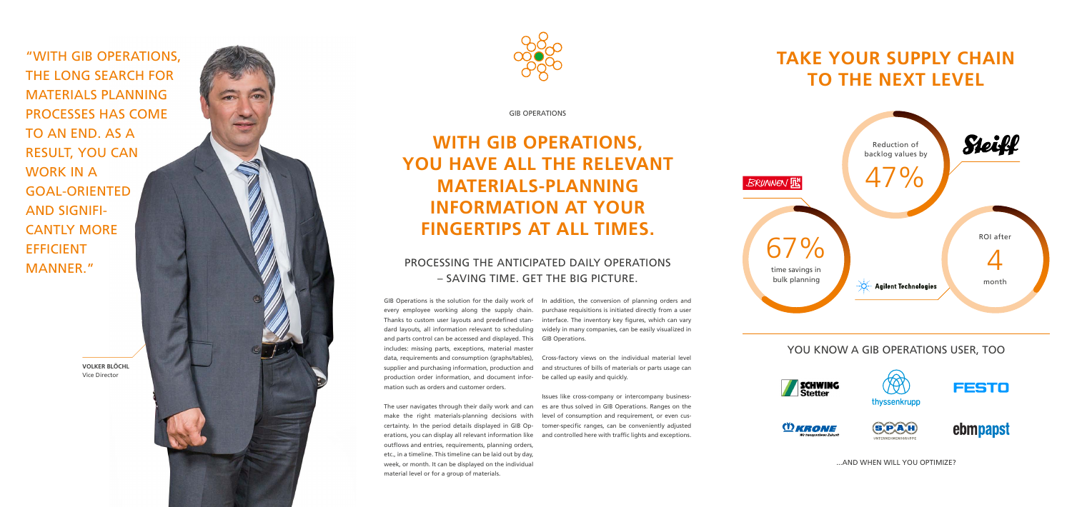"WITH GIB OPERATIONS, THE LONG SEARCH FOR MATERIALS PLANNING PROCESSES HAS COME TO AN END. AS A RESULT, YOU CAN WORK IN A GOAL-ORIENTED AND SIGNIFICANTLY MORE EFFICIENT MANNER."

**VOLKER BLÖCHL**
Vice Director

GIB OPERATIONS

# WITH GIB OPERATIONS, YOU HAVE ALL THE RELEVANT MATERIALS-PLANNING INFORMATION AT YOUR FINGERTIPS AT ALL TIMES.

## PROCESSING THE ANTICIPATED DAILY OPERATIONS – SAVING TIME. GET THE BIG PICTURE.

GIB Operations is the solution for the daily work of every employee working along the supply chain. Thanks to custom user layouts and predefined standard layouts, all information relevant to scheduling and parts control can be accessed and displayed. This includes: missing parts, exceptions, material master data, requirements and consumption (graphs/tables), supplier and purchasing information, production and production order information, and document information such as orders and customer orders.

The user navigates through their daily work and can make the right materials-planning decisions with certainty. In the period details displayed in GIB Operations, you can display all relevant information like outflows and entries, requirements, planning orders, etc., in a timeline. This timeline can be laid out by day, week, or month. It can be displayed on the individual material level or for a group of materials.

In addition, the conversion of planning orders and purchase requisitions is initiated directly from a user interface. The inventory key figures, which can vary widely in many companies, can be easily visualized in GIB Operations.

Cross-factory views on the individual material level and structures of bills of materials or parts usage can be called up easily and quickly.

Issues like cross-company or intercompany businesses are thus solved in GIB Operations. Ranges on the level of consumption and requirement, or even customer-specific ranges, can be conveniently adjusted and controlled here with traffic lights and exceptions.

# TAKE YOUR SUPPLY CHAIN TO THE NEXT LEVEL

Reduction of backlog values by

47%

Steiff

BRUNNEN

67%

time savings in bulk planning

ROI after

4

month

Agilent Technologies

## YOU KNOW A GIB OPERATIONS USER, TOO

SCHWING Stetter

thyssenkrupp

FESTO

KRONE

SPAH

ebmpapst

...AND WHEN WILL YOU OPTIMIZE?